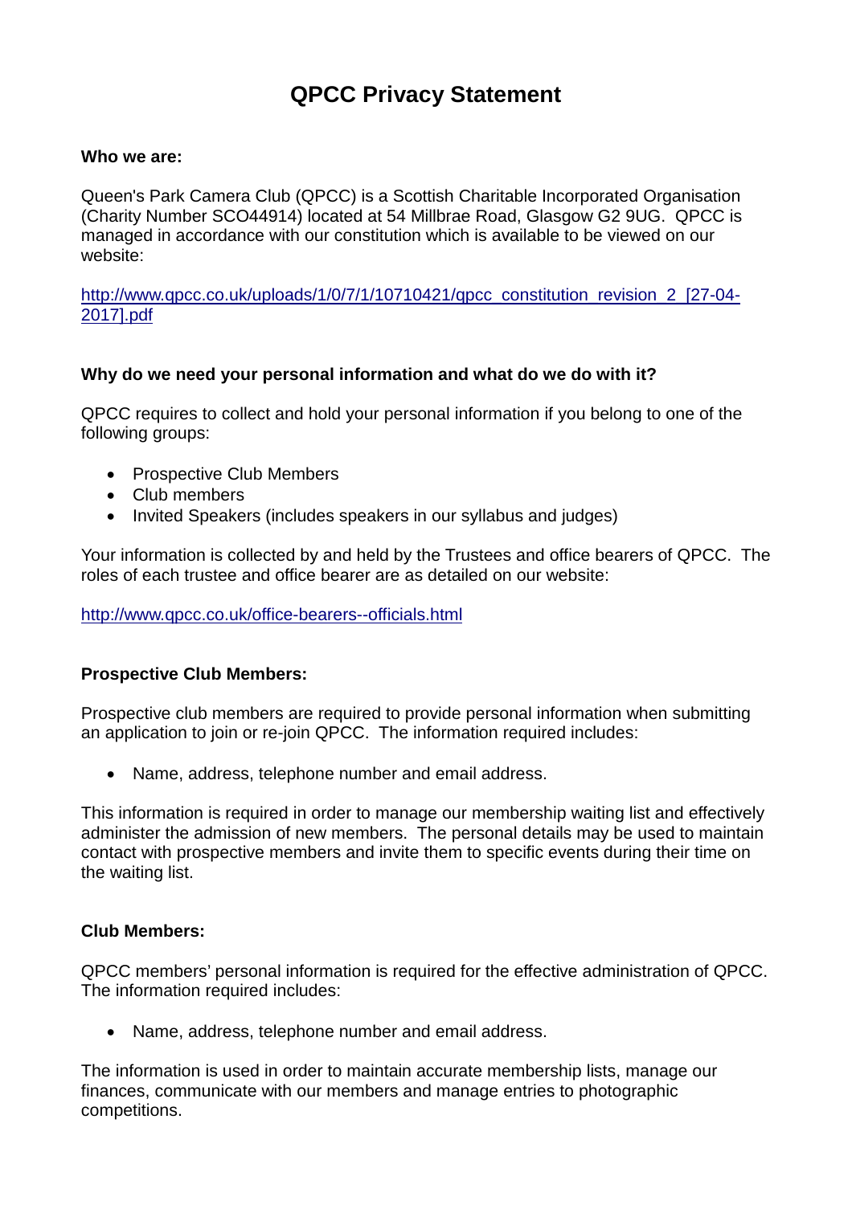# QPCC Privacy Statement

**Who we are:**

Queen's Park Camera Club (QPCC) is a Scottish Charitable Incorporated Organisation (Charity Number SCO44914) located at 54 Millbrae Road, Glasgow G2 9UG. QPCC is managed in accordance with our constitution which is available to be viewed on our website:

[http://www.qpcc.co.uk/uploads/1/0/7/1/10710421/qpcc_constitution_revision_2_[27-04-2017].pdf](http://www.qpcc.co.uk/uploads/1/0/7/1/10710421/qpcc_constitution_revision_2_[27-04-2017].pdf)

**Why do we need your personal information and what do we do with it?**

QPCC requires to collect and hold your personal information if you belong to one of the following groups:

- Prospective Club Members
- Club members
- Invited Speakers (includes speakers in our syllabus and judges)

Your information is collected by and held by the Trustees and office bearers of QPCC. The roles of each trustee and office bearer are as detailed on our website:

[http://www.qpcc.co.uk/office-bearers--officials.html](http://www.qpcc.co.uk/office-bearers--officials.html)

**Prospective Club Members:**

Prospective club members are required to provide personal information when submitting an application to join or re-join QPCC. The information required includes:

- Name, address, telephone number and email address.

This information is required in order to manage our membership waiting list and effectively administer the admission of new members. The personal details may be used to maintain contact with prospective members and invite them to specific events during their time on the waiting list.

**Club Members:**

QPCC members' personal information is required for the effective administration of QPCC. The information required includes:

- Name, address, telephone number and email address.

The information is used in order to maintain accurate membership lists, manage our finances, communicate with our members and manage entries to photographic competitions.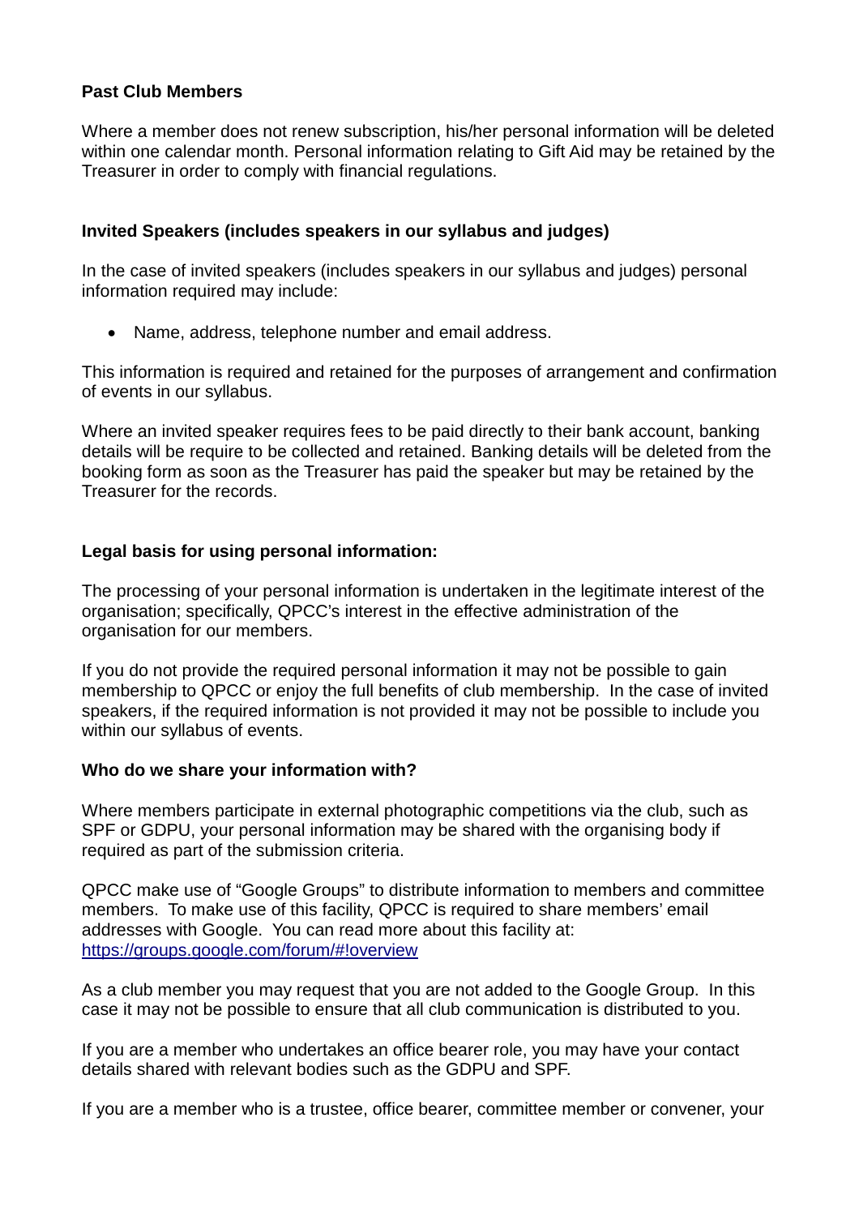**Past Club Members**

Where a member does not renew subscription, his/her personal information will be deleted within one calendar month. Personal information relating to Gift Aid may be retained by the Treasurer in order to comply with financial regulations.

**Invited Speakers (includes speakers in our syllabus and judges)**

In the case of invited speakers (includes speakers in our syllabus and judges) personal information required may include:

- Name, address, telephone number and email address.

This information is required and retained for the purposes of arrangement and confirmation of events in our syllabus.

Where an invited speaker requires fees to be paid directly to their bank account, banking details will be require to be collected and retained. Banking details will be deleted from the booking form as soon as the Treasurer has paid the speaker but may be retained by the Treasurer for the records.

**Legal basis for using personal information:**

The processing of your personal information is undertaken in the legitimate interest of the organisation; specifically, QPCC's interest in the effective administration of the organisation for our members.

If you do not provide the required personal information it may not be possible to gain membership to QPCC or enjoy the full benefits of club membership. In the case of invited speakers, if the required information is not provided it may not be possible to include you within our syllabus of events.

**Who do we share your information with?**

Where members participate in external photographic competitions via the club, such as SPF or GDPU, your personal information may be shared with the organising body if required as part of the submission criteria.

QPCC make use of "Google Groups" to distribute information to members and committee members. To make use of this facility, QPCC is required to share members' email addresses with Google. You can read more about this facility at: https://groups.google.com/forum/#!overview

As a club member you may request that you are not added to the Google Group. In this case it may not be possible to ensure that all club communication is distributed to you.

If you are a member who undertakes an office bearer role, you may have your contact details shared with relevant bodies such as the GDPU and SPF.

If you are a member who is a trustee, office bearer, committee member or convener, your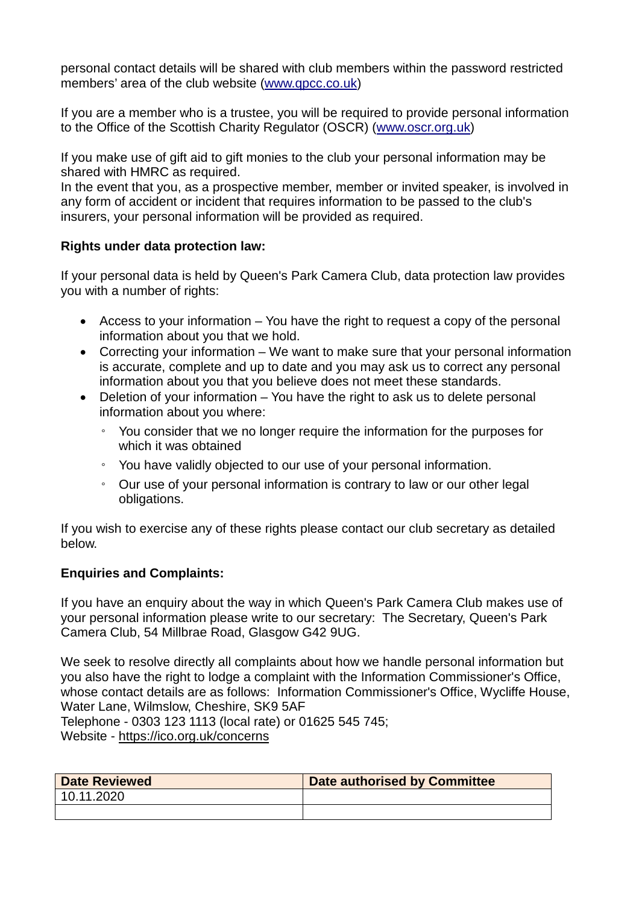personal contact details will be shared with club members within the password restricted members' area of the club website ([www.qpcc.co.uk](http://www.qpcc.co.uk))

If you are a member who is a trustee, you will be required to provide personal information to the Office of the Scottish Charity Regulator (OSCR) ([www.oscr.org.uk](http://www.oscr.org.uk))

If you make use of gift aid to gift monies to the club your personal information may be shared with HMRC as required.
In the event that you, as a prospective member, member or invited speaker, is involved in any form of accident or incident that requires information to be passed to the club's insurers, your personal information will be provided as required.

**Rights under data protection law:**

If your personal data is held by Queen's Park Camera Club, data protection law provides you with a number of rights:

- Access to your information – You have the right to request a copy of the personal information about you that we hold.
- Correcting your information – We want to make sure that your personal information is accurate, complete and up to date and you may ask us to correct any personal information about you that you believe does not meet these standards.
- Deletion of your information – You have the right to ask us to delete personal information about you where:
  - You consider that we no longer require the information for the purposes for which it was obtained
  - You have validly objected to our use of your personal information.
  - Our use of your personal information is contrary to law or our other legal obligations.

If you wish to exercise any of these rights please contact our club secretary as detailed below.

**Enquiries and Complaints:**

If you have an enquiry about the way in which Queen's Park Camera Club makes use of your personal information please write to our secretary: The Secretary, Queen's Park Camera Club, 54 Millbrae Road, Glasgow G42 9UG.

We seek to resolve directly all complaints about how we handle personal information but you also have the right to lodge a complaint with the Information Commissioner's Office, whose contact details are as follows: Information Commissioner's Office, Wycliffe House, Water Lane, Wilmslow, Cheshire, SK9 5AF
Telephone - 0303 123 1113 (local rate) or 01625 545 745;
Website - https://ico.org.uk/concerns

| Date Reviewed | Date authorised by Committee |
|---|---|
| 10.11.2020 | |
| | |